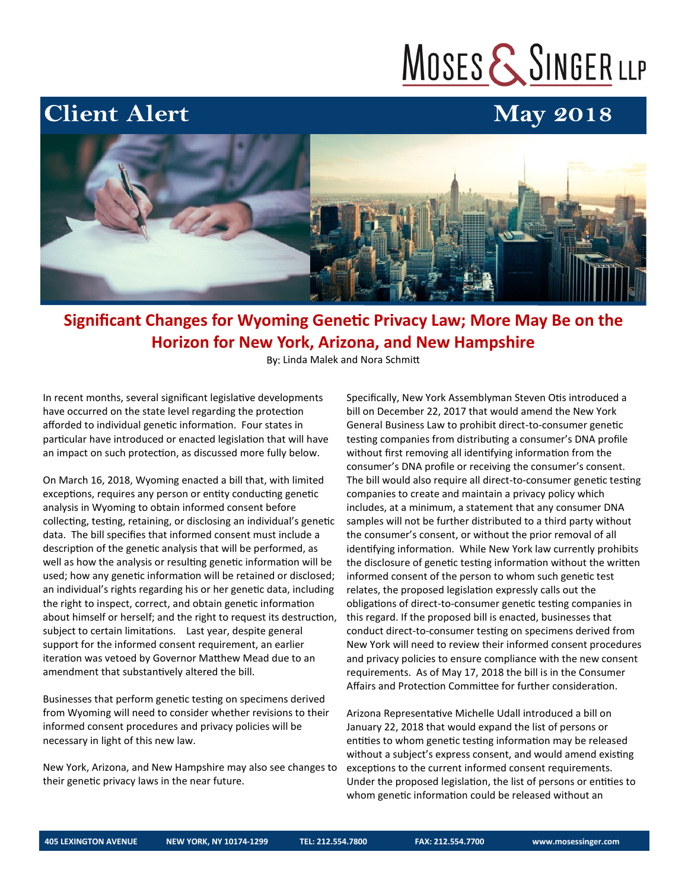Moses & Singer LLP

# Client Alert

May 2018

## Significant Changes for Wyoming Genetic Privacy Law; More May Be on the Horizon for New York, Arizona, and New Hampshire

By: Linda Malek and Nora Schmitt

In recent months, several significant legislative developments have occurred on the state level regarding the protection afforded to individual genetic information. Four states in particular have introduced or enacted legislation that will have an impact on such protection, as discussed more fully below.

On March 16, 2018, Wyoming enacted a bill that, with limited exceptions, requires any person or entity conducting genetic analysis in Wyoming to obtain informed consent before collecting, testing, retaining, or disclosing an individual's genetic data. The bill specifies that informed consent must include a description of the genetic analysis that will be performed, as well as how the analysis or resulting genetic information will be used; how any genetic information will be retained or disclosed; an individual's rights regarding his or her genetic data, including the right to inspect, correct, and obtain genetic information about himself or herself; and the right to request its destruction, subject to certain limitations. Last year, despite general support for the informed consent requirement, an earlier iteration was vetoed by Governor Matthew Mead due to an amendment that substantively altered the bill.

Businesses that perform genetic testing on specimens derived from Wyoming will need to consider whether revisions to their informed consent procedures and privacy policies will be necessary in light of this new law.

New York, Arizona, and New Hampshire may also see changes to their genetic privacy laws in the near future.

Specifically, New York Assemblyman Steven Otis introduced a bill on December 22, 2017 that would amend the New York General Business Law to prohibit direct-to-consumer genetic testing companies from distributing a consumer's DNA profile without first removing all identifying information from the consumer's DNA profile or receiving the consumer's consent. The bill would also require all direct-to-consumer genetic testing companies to create and maintain a privacy policy which includes, at a minimum, a statement that any consumer DNA samples will not be further distributed to a third party without the consumer's consent, or without the prior removal of all identifying information. While New York law currently prohibits the disclosure of genetic testing information without the written informed consent of the person to whom such genetic test relates, the proposed legislation expressly calls out the obligations of direct-to-consumer genetic testing companies in this regard. If the proposed bill is enacted, businesses that conduct direct-to-consumer testing on specimens derived from New York will need to review their informed consent procedures and privacy policies to ensure compliance with the new consent requirements. As of May 17, 2018 the bill is in the Consumer Affairs and Protection Committee for further consideration.

Arizona Representative Michelle Udall introduced a bill on January 22, 2018 that would expand the list of persons or entities to whom genetic testing information may be released without a subject's express consent, and would amend existing exceptions to the current informed consent requirements. Under the proposed legislation, the list of persons or entities to whom genetic information could be released without an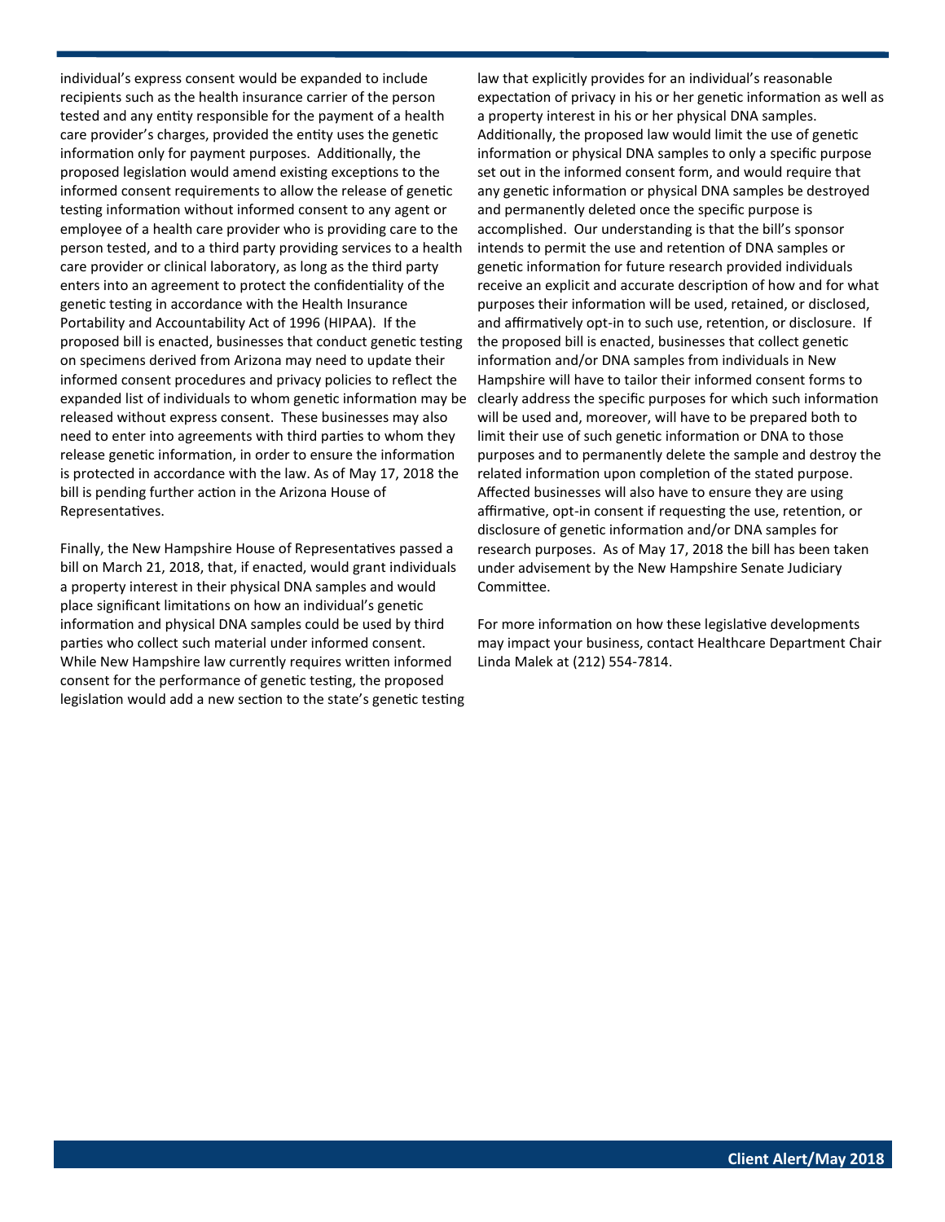individual's express consent would be expanded to include recipients such as the health insurance carrier of the person tested and any entity responsible for the payment of a health care provider's charges, provided the entity uses the genetic information only for payment purposes. Additionally, the proposed legislation would amend existing exceptions to the informed consent requirements to allow the release of genetic testing information without informed consent to any agent or employee of a health care provider who is providing care to the person tested, and to a third party providing services to a health care provider or clinical laboratory, as long as the third party enters into an agreement to protect the confidentiality of the genetic testing in accordance with the Health Insurance Portability and Accountability Act of 1996 (HIPAA). If the proposed bill is enacted, businesses that conduct genetic testing on specimens derived from Arizona may need to update their informed consent procedures and privacy policies to reflect the expanded list of individuals to whom genetic information may be released without express consent. These businesses may also need to enter into agreements with third parties to whom they release genetic information, in order to ensure the information is protected in accordance with the law. As of May 17, 2018 the bill is pending further action in the Arizona House of Representatives.

Finally, the New Hampshire House of Representatives passed a bill on March 21, 2018, that, if enacted, would grant individuals a property interest in their physical DNA samples and would place significant limitations on how an individual's genetic information and physical DNA samples could be used by third parties who collect such material under informed consent. While New Hampshire law currently requires written informed consent for the performance of genetic testing, the proposed legislation would add a new section to the state's genetic testing law that explicitly provides for an individual's reasonable expectation of privacy in his or her genetic information as well as a property interest in his or her physical DNA samples. Additionally, the proposed law would limit the use of genetic information or physical DNA samples to only a specific purpose set out in the informed consent form, and would require that any genetic information or physical DNA samples be destroyed and permanently deleted once the specific purpose is accomplished. Our understanding is that the bill's sponsor intends to permit the use and retention of DNA samples or genetic information for future research provided individuals receive an explicit and accurate description of how and for what purposes their information will be used, retained, or disclosed, and affirmatively opt-in to such use, retention, or disclosure. If the proposed bill is enacted, businesses that collect genetic information and/or DNA samples from individuals in New Hampshire will have to tailor their informed consent forms to clearly address the specific purposes for which such information will be used and, moreover, will have to be prepared both to limit their use of such genetic information or DNA to those purposes and to permanently delete the sample and destroy the related information upon completion of the stated purpose. Affected businesses will also have to ensure they are using affirmative, opt-in consent if requesting the use, retention, or disclosure of genetic information and/or DNA samples for research purposes. As of May 17, 2018 the bill has been taken under advisement by the New Hampshire Senate Judiciary Committee.

For more information on how these legislative developments may impact your business, contact Healthcare Department Chair Linda Malek at (212) 554-7814.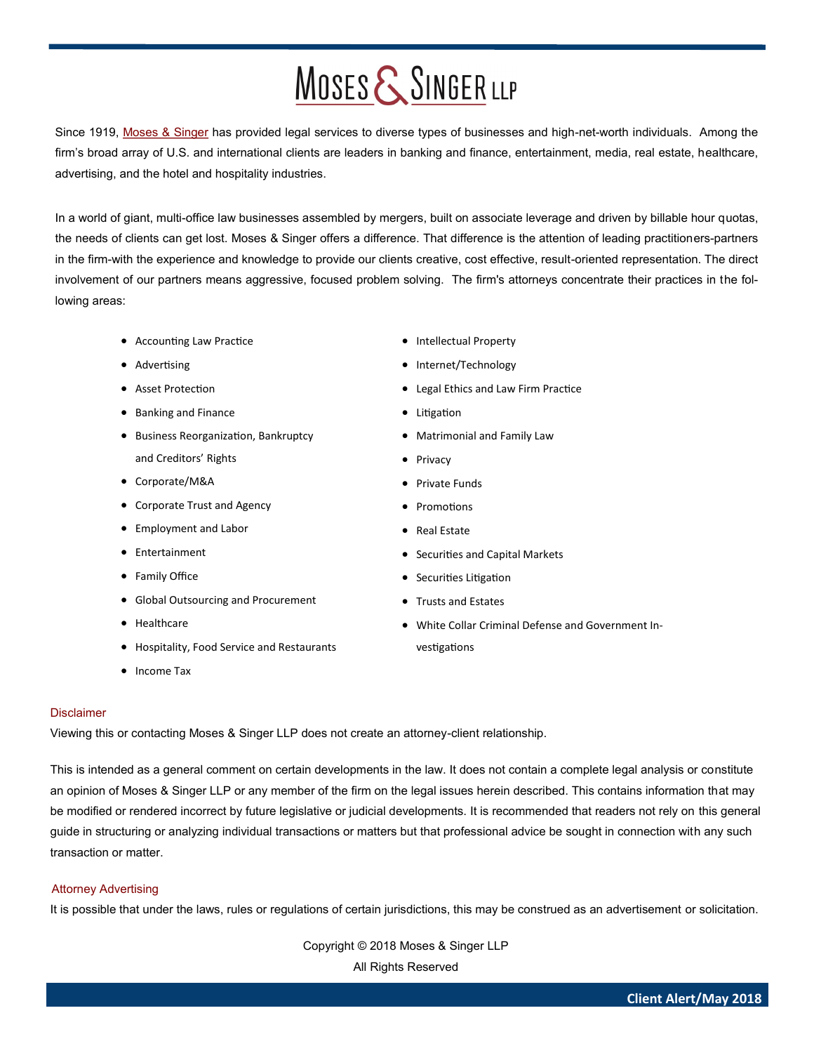# MOSES & SINGER LLP

Since 1919, Moses & Singer has provided legal services to diverse types of businesses and high-net-worth individuals. Among the firm's broad array of U.S. and international clients are leaders in banking and finance, entertainment, media, real estate, healthcare, advertising, and the hotel and hospitality industries.

In a world of giant, multi-office law businesses assembled by mergers, built on associate leverage and driven by billable hour quotas, the needs of clients can get lost. Moses & Singer offers a difference. That difference is the attention of leading practitioners-partners in the firm-with the experience and knowledge to provide our clients creative, cost effective, result-oriented representation. The direct involvement of our partners means aggressive, focused problem solving. The firm's attorneys concentrate their practices in the following areas:

- Accounting Law Practice
- Advertising
- Asset Protection
- Banking and Finance
- Business Reorganization, Bankruptcy and Creditors' Rights
- Corporate/M&A
- Corporate Trust and Agency
- Employment and Labor
- Entertainment
- Family Office
- Global Outsourcing and Procurement
- Healthcare
- Hospitality, Food Service and Restaurants
- Income Tax
- Intellectual Property
- Internet/Technology
- Legal Ethics and Law Firm Practice
- Litigation
- Matrimonial and Family Law
- Privacy
- Private Funds
- Promotions
- Real Estate
- Securities and Capital Markets
- Securities Litigation
- Trusts and Estates
- White Collar Criminal Defense and Government Investigations

Disclaimer

Viewing this or contacting Moses & Singer LLP does not create an attorney-client relationship.

This is intended as a general comment on certain developments in the law. It does not contain a complete legal analysis or constitute an opinion of Moses & Singer LLP or any member of the firm on the legal issues herein described. This contains information that may be modified or rendered incorrect by future legislative or judicial developments. It is recommended that readers not rely on this general guide in structuring or analyzing individual transactions or matters but that professional advice be sought in connection with any such transaction or matter.

Attorney Advertising

It is possible that under the laws, rules or regulations of certain jurisdictions, this may be construed as an advertisement or solicitation.

Copyright © 2018 Moses & Singer LLP
All Rights Reserved

**Client Alert/May 2018**